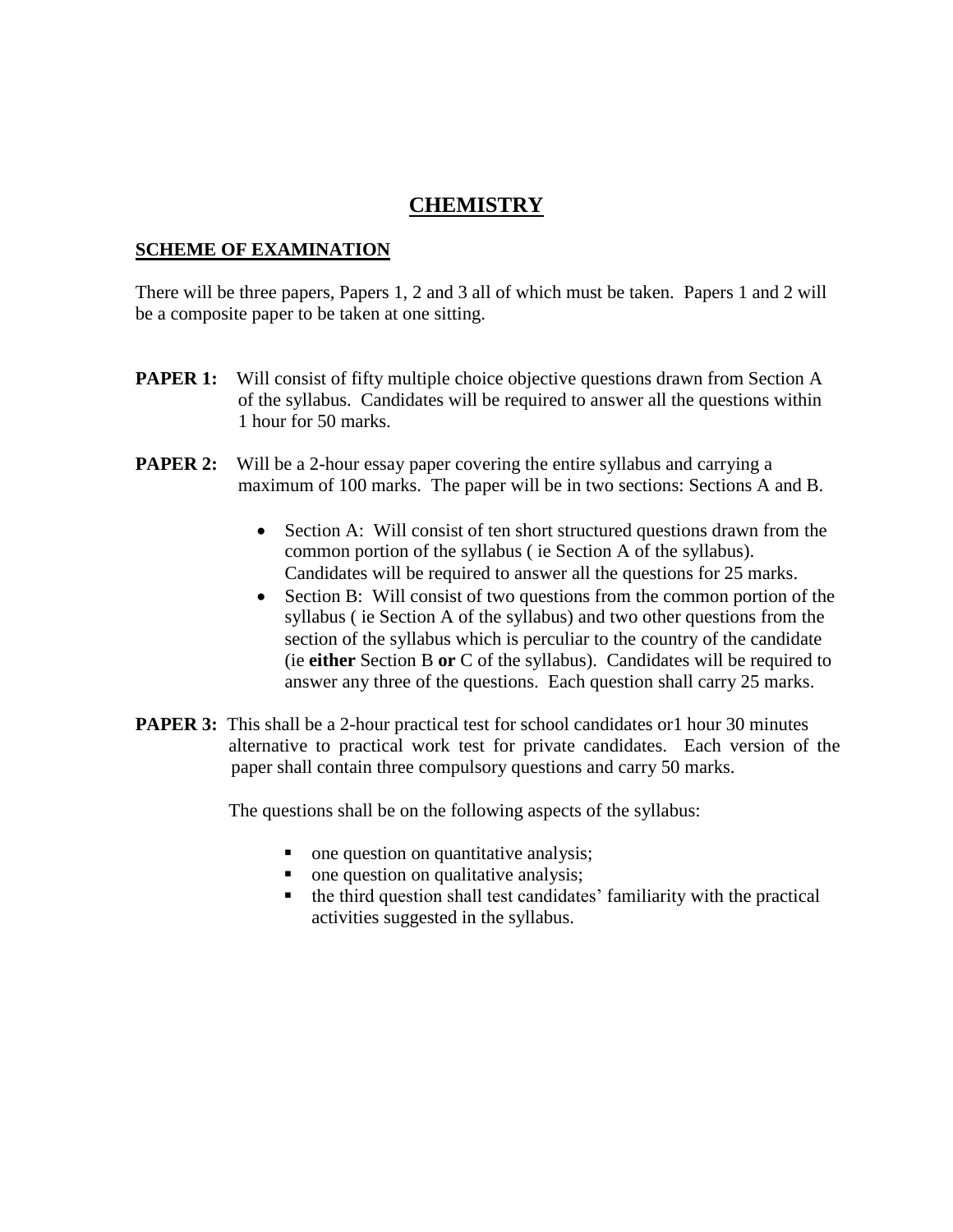# CHEMISTRY

## SCHEME OF EXAMINATION

There will be three papers, Papers 1, 2 and 3 all of which must be taken. Papers 1 and 2 will be a composite paper to be taken at one sitting.

**PAPER 1:** Will consist of fifty multiple choice objective questions drawn from Section A of the syllabus. Candidates will be required to answer all the questions within 1 hour for 50 marks.

**PAPER 2:** Will be a 2-hour essay paper covering the entire syllabus and carrying a maximum of 100 marks. The paper will be in two sections: Sections A and B.

- Section A: Will consist of ten short structured questions drawn from the common portion of the syllabus ( ie Section A of the syllabus). Candidates will be required to answer all the questions for 25 marks.
- Section B: Will consist of two questions from the common portion of the syllabus ( ie Section A of the syllabus) and two other questions from the section of the syllabus which is perculiar to the country of the candidate (ie **either** Section B **or** C of the syllabus). Candidates will be required to answer any three of the questions. Each question shall carry 25 marks.

**PAPER 3:** This shall be a 2-hour practical test for school candidates or1 hour 30 minutes alternative to practical work test for private candidates. Each version of the paper shall contain three compulsory questions and carry 50 marks.

The questions shall be on the following aspects of the syllabus:

- one question on quantitative analysis;
- one question on qualitative analysis;
- the third question shall test candidates' familiarity with the practical activities suggested in the syllabus.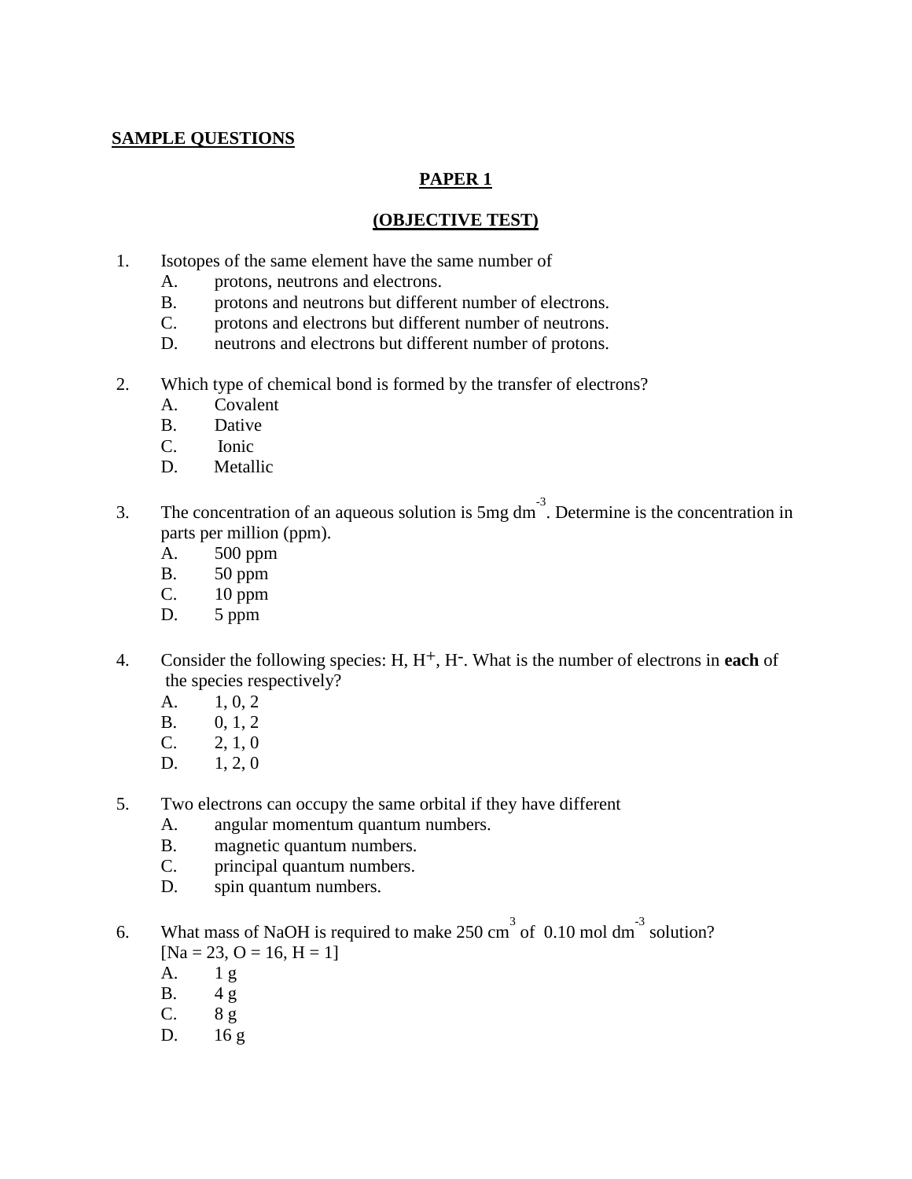**SAMPLE QUESTIONS**

**PAPER 1**

**(OBJECTIVE TEST)**

1. Isotopes of the same element have the same number of
   A. protons, neutrons and electrons.
   B. protons and neutrons but different number of electrons.
   C. protons and electrons but different number of neutrons.
   D. neutrons and electrons but different number of protons.

2. Which type of chemical bond is formed by the transfer of electrons?
   A. Covalent
   B. Dative
   C. Ionic
   D. Metallic

3. The concentration of an aqueous solution is 5mg $dm^{-3}$. Determine is the concentration in parts per million (ppm).
   A. 500 ppm
   B. 50 ppm
   C. 10 ppm
   D. 5 ppm

4. Consider the following species: H, $H^+$, $H^-$. What is the number of electrons in **each** of the species respectively?
   A. 1, 0, 2
   B. 0, 1, 2
   C. 2, 1, 0
   D. 1, 2, 0

5. Two electrons can occupy the same orbital if they have different
   A. angular momentum quantum numbers.
   B. magnetic quantum numbers.
   C. principal quantum numbers.
   D. spin quantum numbers.

6. What mass of NaOH is required to make 250 $cm^3$ of 0.10 mol $dm^{-3}$ solution?
   [Na = 23, O = 16, H = 1]
   A. 1 g
   B. 4 g
   C. 8 g
   D. 16 g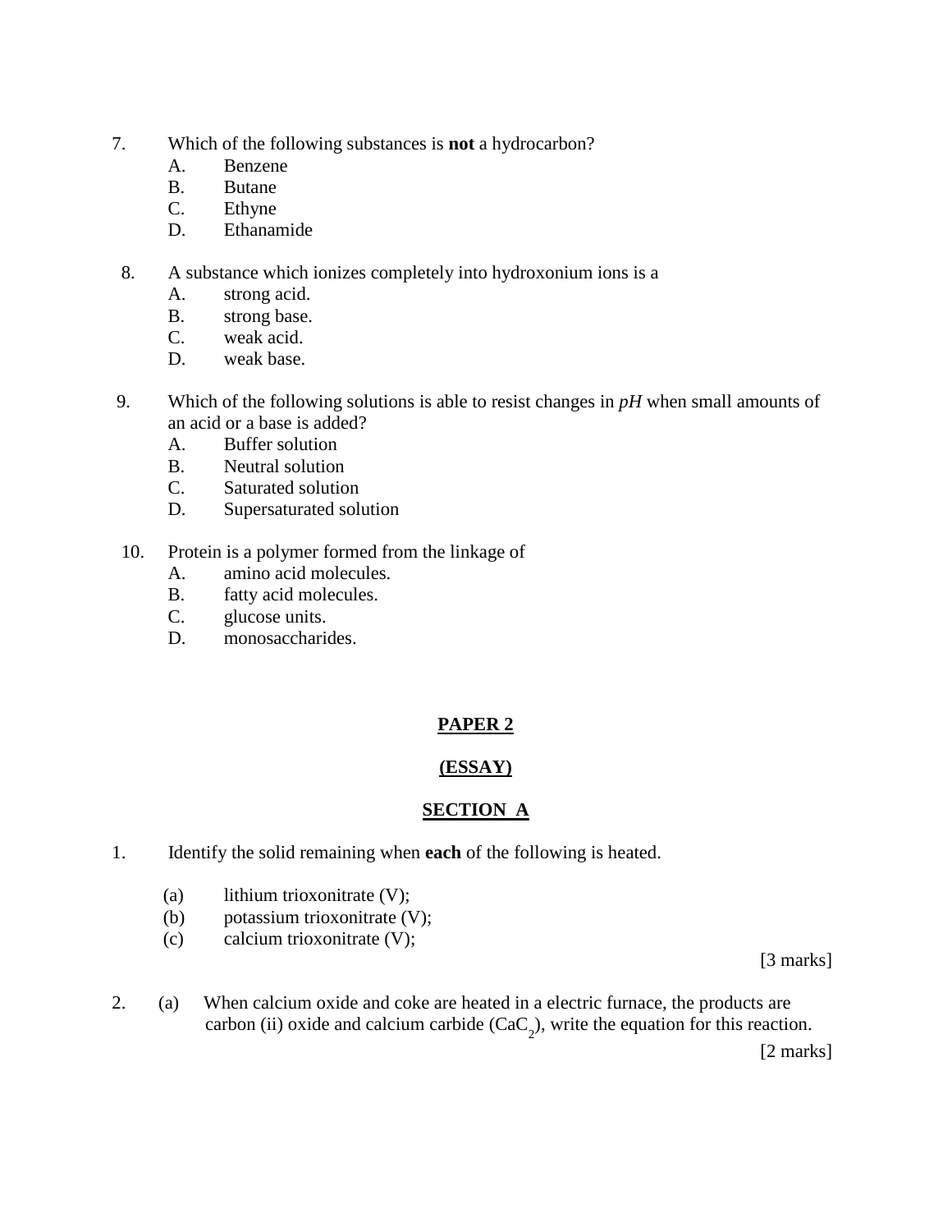7. Which of the following substances is **not** a hydrocarbon?
   A. Benzene
   B. Butane
   C. Ethyne
   D. Ethanamide

8. A substance which ionizes completely into hydroxonium ions is a
   A. strong acid.
   B. strong base.
   C. weak acid.
   D. weak base.

9. Which of the following solutions is able to resist changes in *pH* when small amounts of an acid or a base is added?
   A. Buffer solution
   B. Neutral solution
   C. Saturated solution
   D. Supersaturated solution

10. Protein is a polymer formed from the linkage of
    A. amino acid molecules.
    B. fatty acid molecules.
    C. glucose units.
    D. monosaccharides.

## PAPER 2

## (ESSAY)

## SECTION A

1. Identify the solid remaining when **each** of the following is heated.

   (a) lithium trioxonitrate (V);
   (b) potassium trioxonitrate (V);
   (c) calcium trioxonitrate (V);

   [3 marks]

2. (a) When calcium oxide and coke are heated in a electric furnace, the products are carbon (ii) oxide and calcium carbide ($CaC_2$), write the equation for this reaction.

   [2 marks]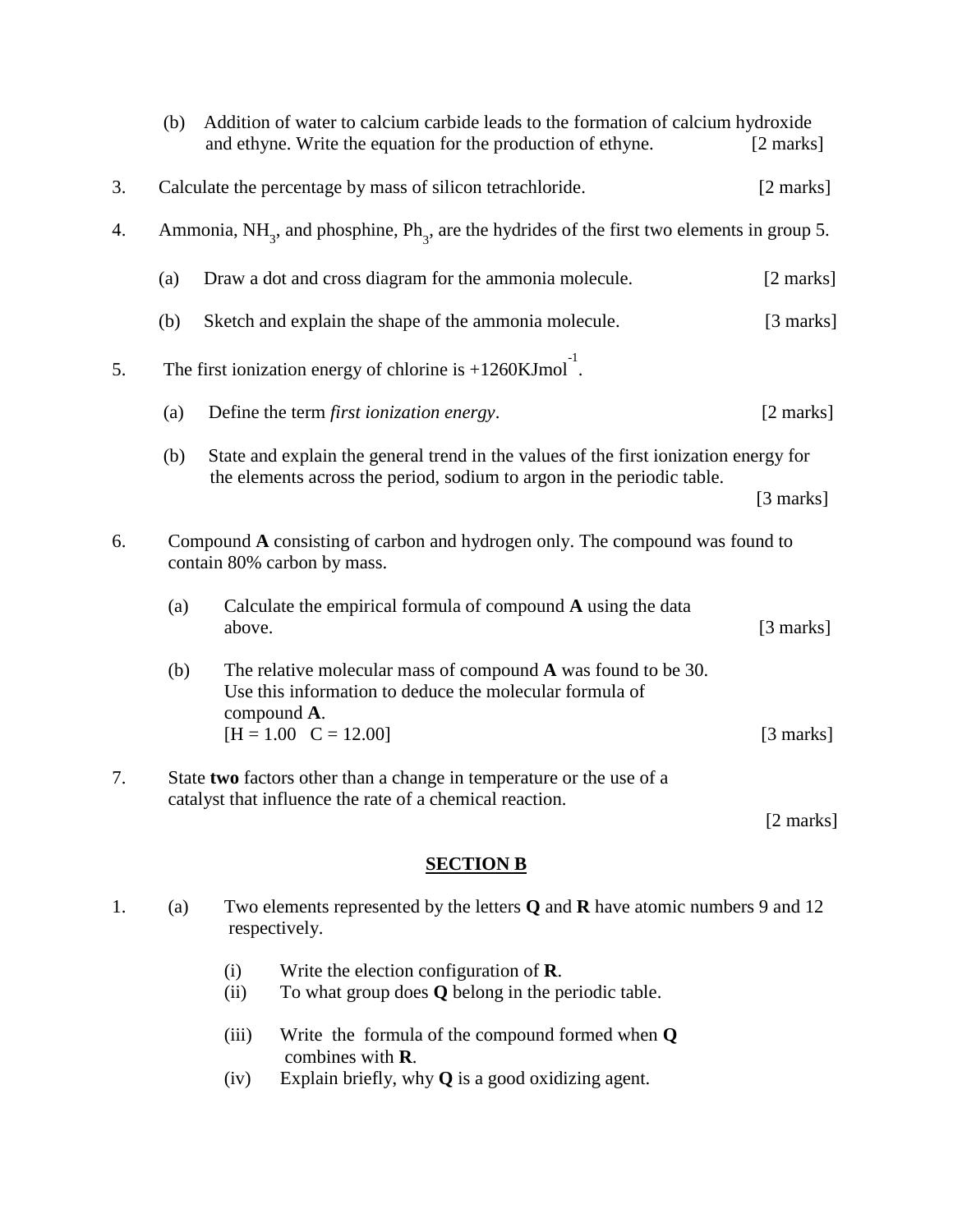(b) Addition of water to calcium carbide leads to the formation of calcium hydroxide and ethyne. Write the equation for the production of ethyne. [2 marks]

3. Calculate the percentage by mass of silicon tetrachloride. [2 marks]

4. Ammonia, $NH_3$, and phosphine, $Ph_3$, are the hydrides of the first two elements in group 5.

   (a) Draw a dot and cross diagram for the ammonia molecule. [2 marks]

   (b) Sketch and explain the shape of the ammonia molecule. [3 marks]

5. The first ionization energy of chlorine is +1260KJmol$^{-1}$.

   (a) Define the term *first ionization energy*. [2 marks]

   (b) State and explain the general trend in the values of the first ionization energy for the elements across the period, sodium to argon in the periodic table. [3 marks]

6. Compound **A** consisting of carbon and hydrogen only. The compound was found to contain 80% carbon by mass.

   (a) Calculate the empirical formula of compound **A** using the data above. [3 marks]

   (b) The relative molecular mass of compound **A** was found to be 30. Use this information to deduce the molecular formula of compound **A**.
   [H = 1.00 C = 12.00] [3 marks]

7. State **two** factors other than a change in temperature or the use of a catalyst that influence the rate of a chemical reaction. [2 marks]

## SECTION B

1. (a) Two elements represented by the letters **Q** and **R** have atomic numbers 9 and 12 respectively.

   (i) Write the election configuration of **R**.
   (ii) To what group does **Q** belong in the periodic table.
   (iii) Write the formula of the compound formed when **Q** combines with **R**.
   (iv) Explain briefly, why **Q** is a good oxidizing agent.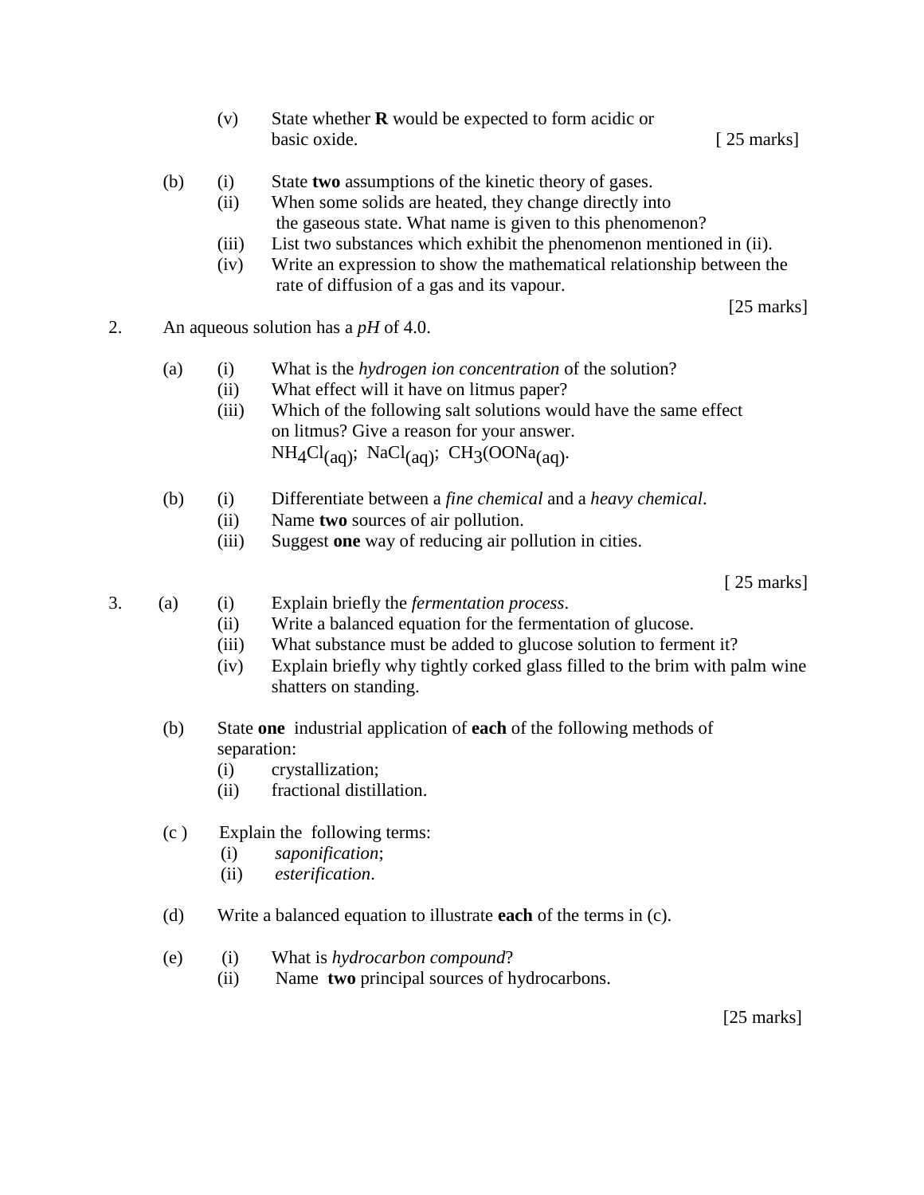(v) State whether **R** would be expected to form acidic or basic oxide. [ 25 marks]

(b) (i) State **two** assumptions of the kinetic theory of gases.
(ii) When some solids are heated, they change directly into the gaseous state. What name is given to this phenomenon?
(iii) List two substances which exhibit the phenomenon mentioned in (ii).
(iv) Write an expression to show the mathematical relationship between the rate of diffusion of a gas and its vapour.

[25 marks]

2. An aqueous solution has a *pH* of 4.0.

(a) (i) What is the *hydrogen ion concentration* of the solution?
(ii) What effect will it have on litmus paper?
(iii) Which of the following salt solutions would have the same effect on litmus? Give a reason for your answer.
$NH_4Cl_{(aq)}$; $NaCl_{(aq)}$; $CH_3(OONa_{(aq)}$.

(b) (i) Differentiate between a *fine chemical* and a *heavy chemical*.
(ii) Name **two** sources of air pollution.
(iii) Suggest **one** way of reducing air pollution in cities.

[ 25 marks]

3. (a) (i) Explain briefly the *fermentation process*.
(ii) Write a balanced equation for the fermentation of glucose.
(iii) What substance must be added to glucose solution to ferment it?
(iv) Explain briefly why tightly corked glass filled to the brim with palm wine shatters on standing.

(b) State **one** industrial application of **each** of the following methods of separation:
(i) crystallization;
(ii) fractional distillation.

(c ) Explain the following terms:
(i) *saponification*;
(ii) *esterification*.

(d) Write a balanced equation to illustrate **each** of the terms in (c).

(e) (i) What is *hydrocarbon compound*?
(ii) Name **two** principal sources of hydrocarbons.

[25 marks]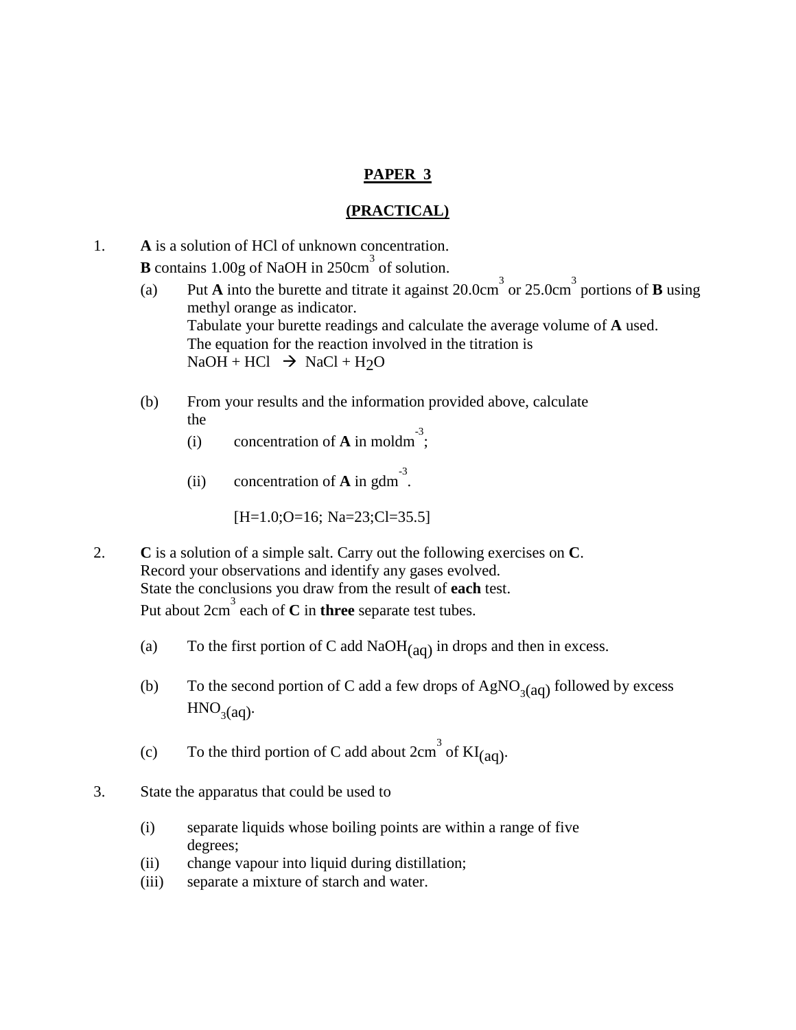# PAPER 3

## (PRACTICAL)

1. **A** is a solution of HCl of unknown concentration.
   **B** contains 1.00g of NaOH in 250cm$^3$ of solution.

   (a) Put **A** into the burette and titrate it against 20.0cm$^3$ or 25.0cm$^3$ portions of **B** using methyl orange as indicator.
   Tabulate your burette readings and calculate the average volume of **A** used.
   The equation for the reaction involved in the titration is
   $NaOH + HCl \rightarrow NaCl + H_2O$

   (b) From your results and the information provided above, calculate the

   (i) concentration of **A** in moldm$^{-3}$;

   (ii) concentration of **A** in gdm$^{-3}$.

   [H=1.0;O=16; Na=23;Cl=35.5]

2. **C** is a solution of a simple salt. Carry out the following exercises on **C**.
   Record your observations and identify any gases evolved.
   State the conclusions you draw from the result of **each** test.
   Put about 2cm$^3$ each of **C** in **three** separate test tubes.

   (a) To the first portion of C add $NaOH_{(aq)}$ in drops and then in excess.

   (b) To the second portion of C add a few drops of $AgNO_{3(aq)}$ followed by excess $HNO_{3(aq)}$.

   (c) To the third portion of C add about 2cm$^3$ of $KI_{(aq)}$.

3. State the apparatus that could be used to

   (i) separate liquids whose boiling points are within a range of five degrees;
   (ii) change vapour into liquid during distillation;
   (iii) separate a mixture of starch and water.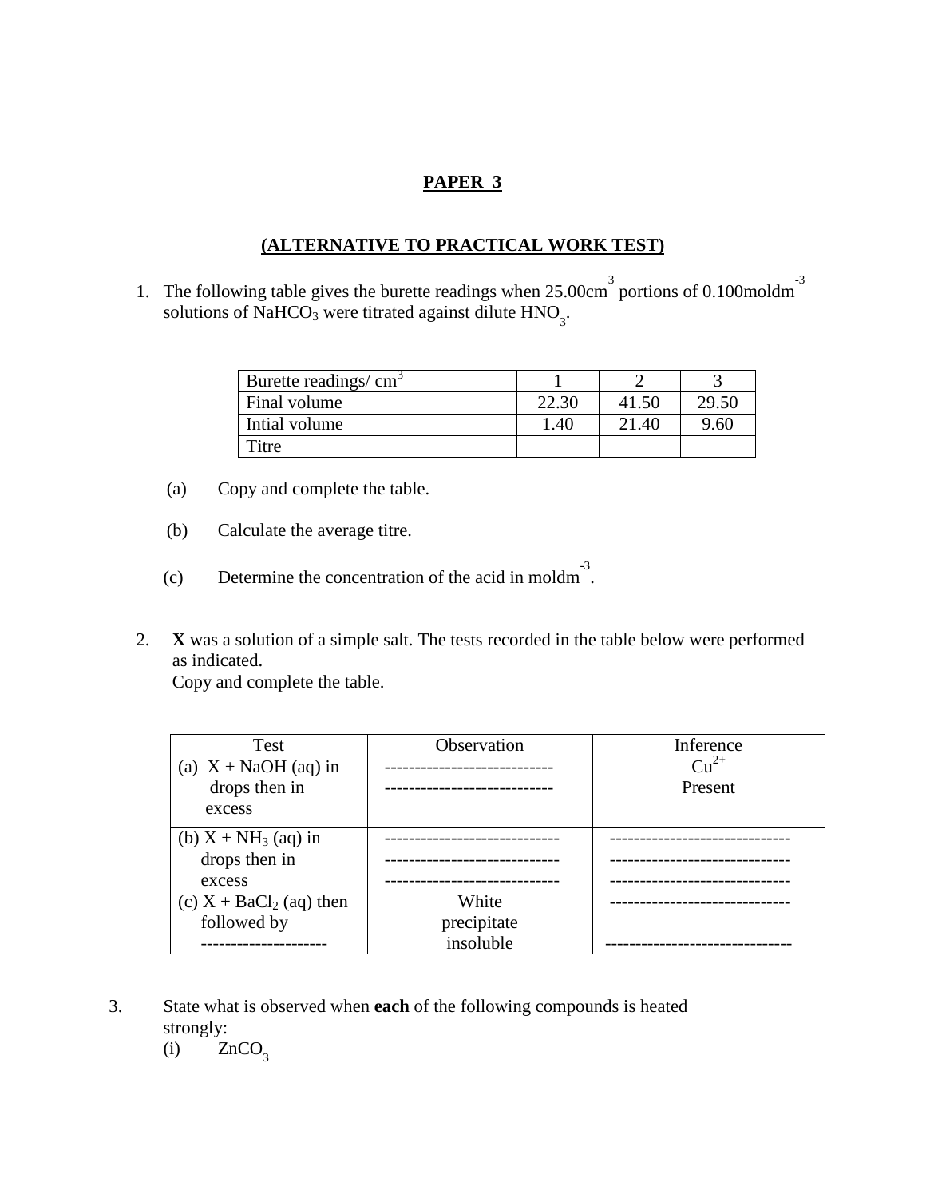# PAPER 3

## (ALTERNATIVE TO PRACTICAL WORK TEST)

1. The following table gives the burette readings when $25.00 cm^3$ portions of $0.100 moldm^{-3}$ solutions of $NaHCO_3$ were titrated against dilute $HNO_3$.

| Burette readings/ $cm^3$ | 1 | 2 | 3 |
|---|---|---|---|
| Final volume | 22.30 | 41.50 | 29.50 |
| Intial volume | 1.40 | 21.40 | 9.60 |
| Titre | | | |

   (a) Copy and complete the table.

   (b) Calculate the average titre.

   (c) Determine the concentration of the acid in $moldm^{-3}$.

2. **X** was a solution of a simple salt. The tests recorded in the table below were performed as indicated.
   Copy and complete the table.

| Test | Observation | Inference |
|---|---|---|
| (a) X + NaOH (aq) in drops then in excess | ---------------------------- ---------------------------- | $Cu^{2+}$ Present |
| (b) X + $NH_3$ (aq) in drops then in excess | ----------------------------- ----------------------------- ----------------------------- | ------------------------------ ------------------------------ ------------------------------ |
| (c) X + $BaCl_2$ (aq) then followed by --------------------- | White precipitate insoluble | ------------------------------ ------------------------------- |

3. State what is observed when **each** of the following compounds is heated strongly:
   (i) $ZnCO_3$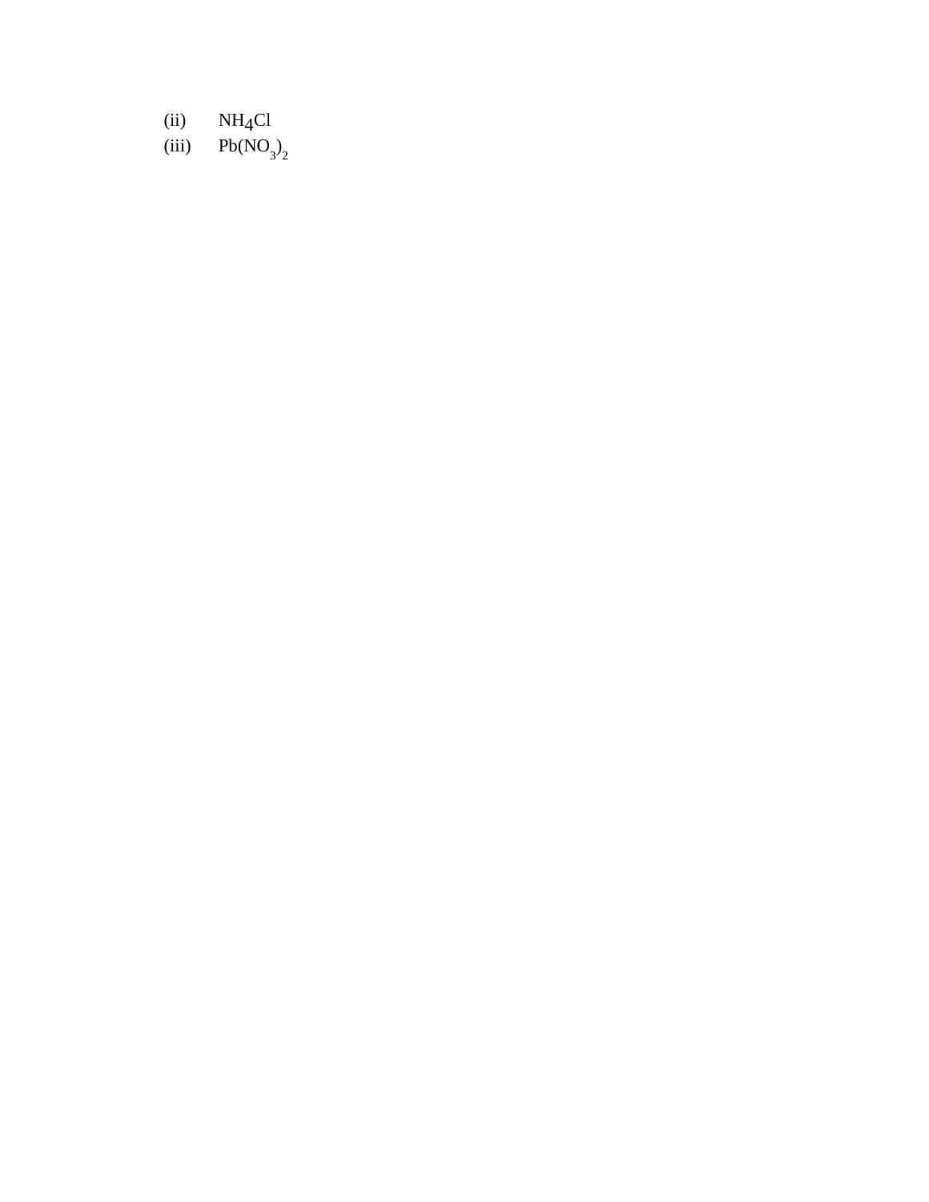(ii) $NH_4Cl$

(iii) $Pb(NO_3)_2$